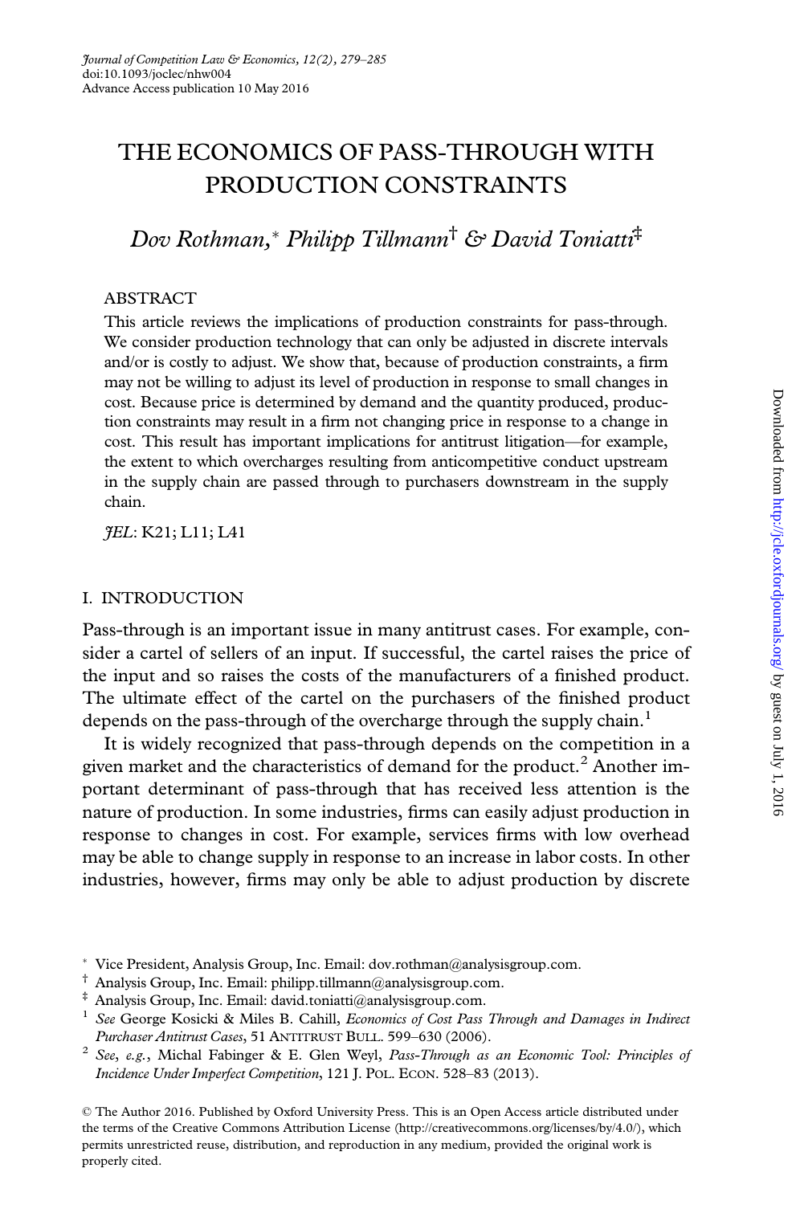# THE ECONOMICS OF PASS-THROUGH WITH PRODUCTION CONSTRAINTS

*Dov Rothman,[*] Philipp Tillmann[†] & David Toniatti[‡]*

ABSTRACT

This article reviews the implications of production constraints for pass-through. We consider production technology that can only be adjusted in discrete intervals and/or is costly to adjust. We show that, because of production constraints, a firm may not be willing to adjust its level of production in response to small changes in cost. Because price is determined by demand and the quantity produced, production constraints may result in a firm not changing price in response to a change in cost. This result has important implications for antitrust litigation—for example, the extent to which overcharges resulting from anticompetitive conduct upstream in the supply chain are passed through to purchasers downstream in the supply chain.

*JEL*: K21; L11; L41

## I. INTRODUCTION

Pass-through is an important issue in many antitrust cases. For example, consider a cartel of sellers of an input. If successful, the cartel raises the price of the input and so raises the costs of the manufacturers of a finished product. The ultimate effect of the cartel on the purchasers of the finished product depends on the pass-through of the overcharge through the supply chain.[1]

It is widely recognized that pass-through depends on the competition in a given market and the characteristics of demand for the product.[2] Another important determinant of pass-through that has received less attention is the nature of production. In some industries, firms can easily adjust production in response to changes in cost. For example, services firms with low overhead may be able to change supply in response to an increase in labor costs. In other industries, however, firms may only be able to adjust production by discrete

[*] Vice President, Analysis Group, Inc. Email: dov.rothman@analysisgroup.com.

[†] Analysis Group, Inc. Email: philipp.tillmann@analysisgroup.com.

[‡] Analysis Group, Inc. Email: david.toniatti@analysisgroup.com.

[1] *See* George Kosicki & Miles B. Cahill, *Economics of Cost Pass Through and Damages in Indirect Purchaser Antitrust Cases*, 51 ANTITRUST BULL. 599–630 (2006).

[2] *See*, *e.g.*, Michal Fabinger & E. Glen Weyl, *Pass-Through as an Economic Tool: Principles of Incidence Under Imperfect Competition*, 121 J. POL. ECON. 528–83 (2013).

© The Author 2016. Published by Oxford University Press. This is an Open Access article distributed under the terms of the Creative Commons Attribution License (http://creativecommons.org/licenses/by/4.0/), which permits unrestricted reuse, distribution, and reproduction in any medium, provided the original work is properly cited.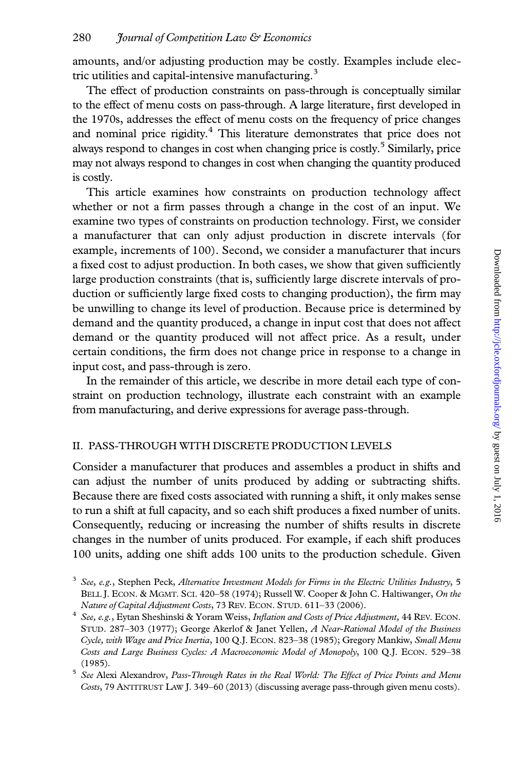amounts, and/or adjusting production may be costly. Examples include electric utilities and capital-intensive manufacturing.[3]

The effect of production constraints on pass-through is conceptually similar to the effect of menu costs on pass-through. A large literature, first developed in the 1970s, addresses the effect of menu costs on the frequency of price changes and nominal price rigidity.[4] This literature demonstrates that price does not always respond to changes in cost when changing price is costly.[5] Similarly, price may not always respond to changes in cost when changing the quantity produced is costly.

This article examines how constraints on production technology affect whether or not a firm passes through a change in the cost of an input. We examine two types of constraints on production technology. First, we consider a manufacturer that can only adjust production in discrete intervals (for example, increments of 100). Second, we consider a manufacturer that incurs a fixed cost to adjust production. In both cases, we show that given sufficiently large production constraints (that is, sufficiently large discrete intervals of production or sufficiently large fixed costs to changing production), the firm may be unwilling to change its level of production. Because price is determined by demand and the quantity produced, a change in input cost that does not affect demand or the quantity produced will not affect price. As a result, under certain conditions, the firm does not change price in response to a change in input cost, and pass-through is zero.

In the remainder of this article, we describe in more detail each type of constraint on production technology, illustrate each constraint with an example from manufacturing, and derive expressions for average pass-through.

## II. PASS-THROUGH WITH DISCRETE PRODUCTION LEVELS

Consider a manufacturer that produces and assembles a product in shifts and can adjust the number of units produced by adding or subtracting shifts. Because there are fixed costs associated with running a shift, it only makes sense to run a shift at full capacity, and so each shift produces a fixed number of units. Consequently, reducing or increasing the number of shifts results in discrete changes in the number of units produced. For example, if each shift produces 100 units, adding one shift adds 100 units to the production schedule. Given

[3] *See, e.g.*, Stephen Peck, *Alternative Investment Models for Firms in the Electric Utilities Industry*, 5 BELL J. ECON. & MGMT. SCI. 420–58 (1974); Russell W. Cooper & John C. Haltiwanger, *On the Nature of Capital Adjustment Costs*, 73 REV. ECON. STUD. 611–33 (2006).

[4] *See, e.g.*, Eytan Sheshinski & Yoram Weiss, *Inflation and Costs of Price Adjustment*, 44 REV. ECON. STUD. 287–303 (1977); George Akerlof & Janet Yellen, *A Near-Rational Model of the Business Cycle, with Wage and Price Inertia*, 100 Q.J. ECON. 823–38 (1985); Gregory Mankiw, *Small Menu Costs and Large Business Cycles: A Macroeconomic Model of Monopoly*, 100 Q.J. ECON. 529–38 (1985).

[5] *See* Alexi Alexandrov, *Pass-Through Rates in the Real World: The Effect of Price Points and Menu Costs*, 79 ANTITRUST LAW J. 349–60 (2013) (discussing average pass-through given menu costs).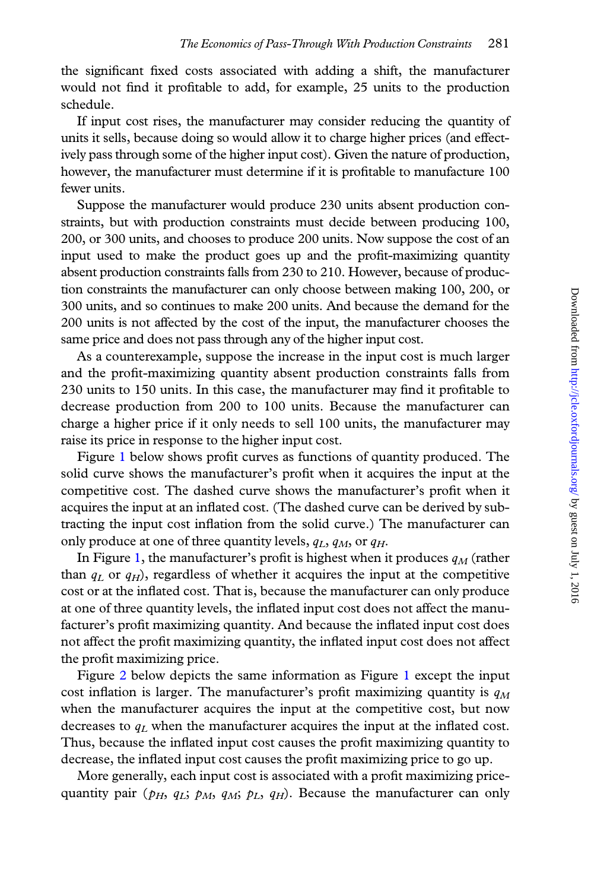the significant fixed costs associated with adding a shift, the manufacturer would not find it profitable to add, for example, 25 units to the production schedule.

If input cost rises, the manufacturer may consider reducing the quantity of units it sells, because doing so would allow it to charge higher prices (and effectively pass through some of the higher input cost). Given the nature of production, however, the manufacturer must determine if it is profitable to manufacture 100 fewer units.

Suppose the manufacturer would produce 230 units absent production constraints, but with production constraints must decide between producing 100, 200, or 300 units, and chooses to produce 200 units. Now suppose the cost of an input used to make the product goes up and the profit-maximizing quantity absent production constraints falls from 230 to 210. However, because of production constraints the manufacturer can only choose between making 100, 200, or 300 units, and so continues to make 200 units. And because the demand for the 200 units is not affected by the cost of the input, the manufacturer chooses the same price and does not pass through any of the higher input cost.

As a counterexample, suppose the increase in the input cost is much larger and the profit-maximizing quantity absent production constraints falls from 230 units to 150 units. In this case, the manufacturer may find it profitable to decrease production from 200 to 100 units. Because the manufacturer can charge a higher price if it only needs to sell 100 units, the manufacturer may raise its price in response to the higher input cost.

Figure 1 below shows profit curves as functions of quantity produced. The solid curve shows the manufacturer's profit when it acquires the input at the competitive cost. The dashed curve shows the manufacturer's profit when it acquires the input at an inflated cost. (The dashed curve can be derived by subtracting the input cost inflation from the solid curve.) The manufacturer can only produce at one of three quantity levels, $q_L$, $q_M$, or $q_H$.

In Figure 1, the manufacturer's profit is highest when it produces $q_M$ (rather than $q_L$ or $q_H$), regardless of whether it acquires the input at the competitive cost or at the inflated cost. That is, because the manufacturer can only produce at one of three quantity levels, the inflated input cost does not affect the manufacturer's profit maximizing quantity. And because the inflated input cost does not affect the profit maximizing quantity, the inflated input cost does not affect the profit maximizing price.

Figure 2 below depicts the same information as Figure 1 except the input cost inflation is larger. The manufacturer's profit maximizing quantity is $q_M$ when the manufacturer acquires the input at the competitive cost, but now decreases to $q_L$ when the manufacturer acquires the input at the inflated cost. Thus, because the inflated input cost causes the profit maximizing quantity to decrease, the inflated input cost causes the profit maximizing price to go up.

More generally, each input cost is associated with a profit maximizing price-quantity pair ($p_H$, $q_L$; $p_M$, $q_M$; $p_L$, $q_H$). Because the manufacturer can only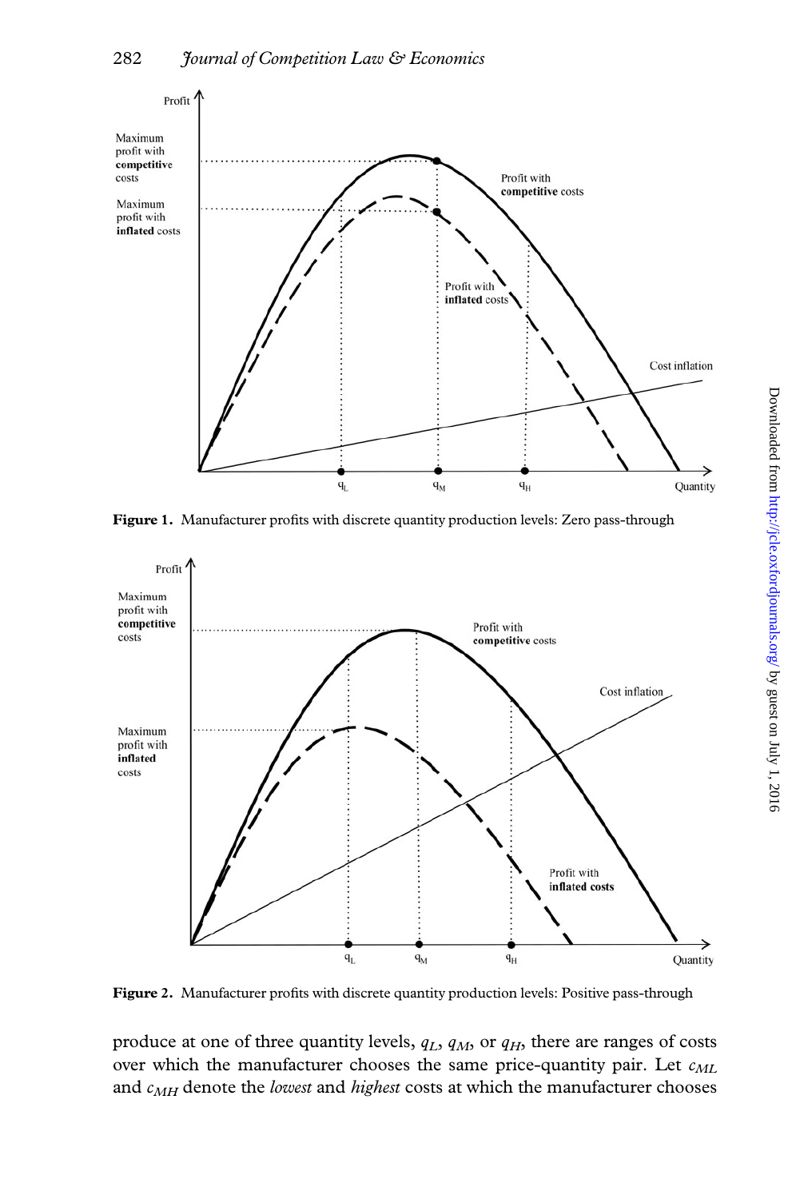**Figure 1.** Manufacturer profits with discrete quantity production levels: Zero pass-through

**Figure 2.** Manufacturer profits with discrete quantity production levels: Positive pass-through

produce at one of three quantity levels, $q_L$, $q_M$, or $q_H$, there are ranges of costs over which the manufacturer chooses the same price-quantity pair. Let $c_{ML}$ and $c_{MH}$ denote the *lowest* and *highest* costs at which the manufacturer chooses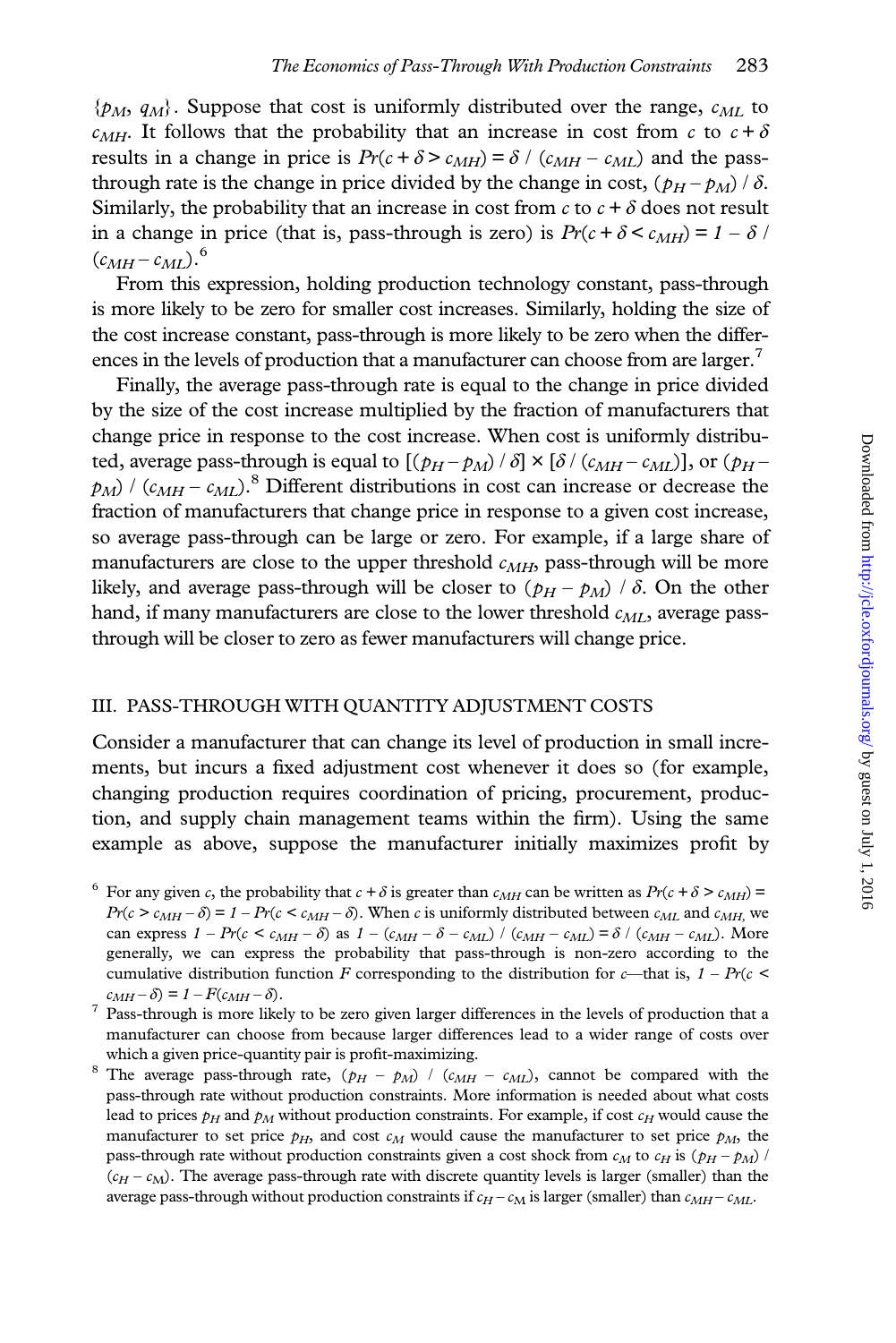$\{p_M, q_M\}$. Suppose that cost is uniformly distributed over the range, $c_{ML}$ to $c_{MH}$. It follows that the probability that an increase in cost from $c$ to $c + \delta$ results in a change in price is $Pr(c + \delta > c_{MH}) = \delta / (c_{MH} - c_{ML})$ and the pass-through rate is the change in price divided by the change in cost, $(p_H - p_M) / \delta$. Similarly, the probability that an increase in cost from $c$ to $c + \delta$ does not result in a change in price (that is, pass-through is zero) is $Pr(c + \delta < c_{MH}) = 1 - \delta / (c_{MH} - c_{ML})$.[6]

From this expression, holding production technology constant, pass-through is more likely to be zero for smaller cost increases. Similarly, holding the size of the cost increase constant, pass-through is more likely to be zero when the differences in the levels of production that a manufacturer can choose from are larger.[7]

Finally, the average pass-through rate is equal to the change in price divided by the size of the cost increase multiplied by the fraction of manufacturers that change price in response to the cost increase. When cost is uniformly distributed, average pass-through is equal to $[(p_H - p_M) / \delta] \times [\delta / (c_{MH} - c_{ML})]$, or $(p_H - p_M) / (c_{MH} - c_{ML})$.[8] Different distributions in cost can increase or decrease the fraction of manufacturers that change price in response to a given cost increase, so average pass-through can be large or zero. For example, if a large share of manufacturers are close to the upper threshold $c_{MH}$, pass-through will be more likely, and average pass-through will be closer to $(p_H - p_M) / \delta$. On the other hand, if many manufacturers are close to the lower threshold $c_{ML}$, average pass-through will be closer to zero as fewer manufacturers will change price.

## III. PASS-THROUGH WITH QUANTITY ADJUSTMENT COSTS

Consider a manufacturer that can change its level of production in small increments, but incurs a fixed adjustment cost whenever it does so (for example, changing production requires coordination of pricing, procurement, production, and supply chain management teams within the firm). Using the same example as above, suppose the manufacturer initially maximizes profit by

[6] For any given $c$, the probability that $c + \delta$ is greater than $c_{MH}$ can be written as $Pr(c + \delta > c_{MH}) = Pr(c > c_{MH} - \delta) = 1 - Pr(c < c_{MH} - \delta)$. When $c$ is uniformly distributed between $c_{ML}$ and $c_{MH}$, we can express $1 - Pr(c < c_{MH} - \delta)$ as $1 - (c_{MH} - \delta - c_{ML}) / (c_{MH} - c_{ML}) = \delta / (c_{MH} - c_{ML})$. More generally, we can express the probability that pass-through is non-zero according to the cumulative distribution function $F$ corresponding to the distribution for $c$—that is, $1 - Pr(c < c_{MH} - \delta) = 1 - F(c_{MH} - \delta)$.

[7] Pass-through is more likely to be zero given larger differences in the levels of production that a manufacturer can choose from because larger differences lead to a wider range of costs over which a given price-quantity pair is profit-maximizing.

[8] The average pass-through rate, $(p_H - p_M) / (c_{MH} - c_{ML})$, cannot be compared with the pass-through rate without production constraints. More information is needed about what costs lead to prices $p_H$ and $p_M$ without production constraints. For example, if cost $c_H$ would cause the manufacturer to set price $p_H$, and cost $c_M$ would cause the manufacturer to set price $p_M$, the pass-through rate without production constraints given a cost shock from $c_M$ to $c_H$ is $(p_H - p_M) / (c_H - c_M)$. The average pass-through rate with discrete quantity levels is larger (smaller) than the average pass-through without production constraints if $c_H - c_M$ is larger (smaller) than $c_{MH} - c_{ML}$.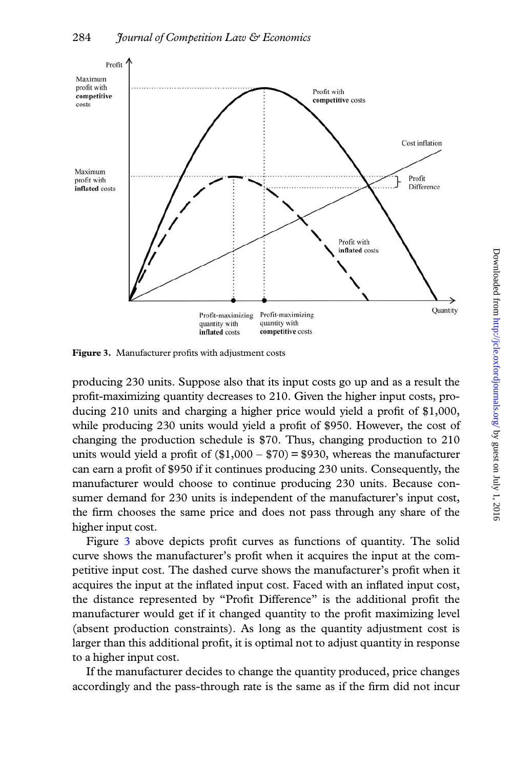Figure 3. Manufacturer profits with adjustment costs

producing 230 units. Suppose also that its input costs go up and as a result the profit-maximizing quantity decreases to 210. Given the higher input costs, producing 210 units and charging a higher price would yield a profit of $1,000, while producing 230 units would yield a profit of $950. However, the cost of changing the production schedule is $70. Thus, changing production to 210 units would yield a profit of ($1,000 – $70) = $930, whereas the manufacturer can earn a profit of $950 if it continues producing 230 units. Consequently, the manufacturer would choose to continue producing 230 units. Because consumer demand for 230 units is independent of the manufacturer's input cost, the firm chooses the same price and does not pass through any share of the higher input cost.

Figure 3 above depicts profit curves as functions of quantity. The solid curve shows the manufacturer's profit when it acquires the input at the competitive input cost. The dashed curve shows the manufacturer's profit when it acquires the input at the inflated input cost. Faced with an inflated input cost, the distance represented by "Profit Difference" is the additional profit the manufacturer would get if it changed quantity to the profit maximizing level (absent production constraints). As long as the quantity adjustment cost is larger than this additional profit, it is optimal not to adjust quantity in response to a higher input cost.

If the manufacturer decides to change the quantity produced, price changes accordingly and the pass-through rate is the same as if the firm did not incur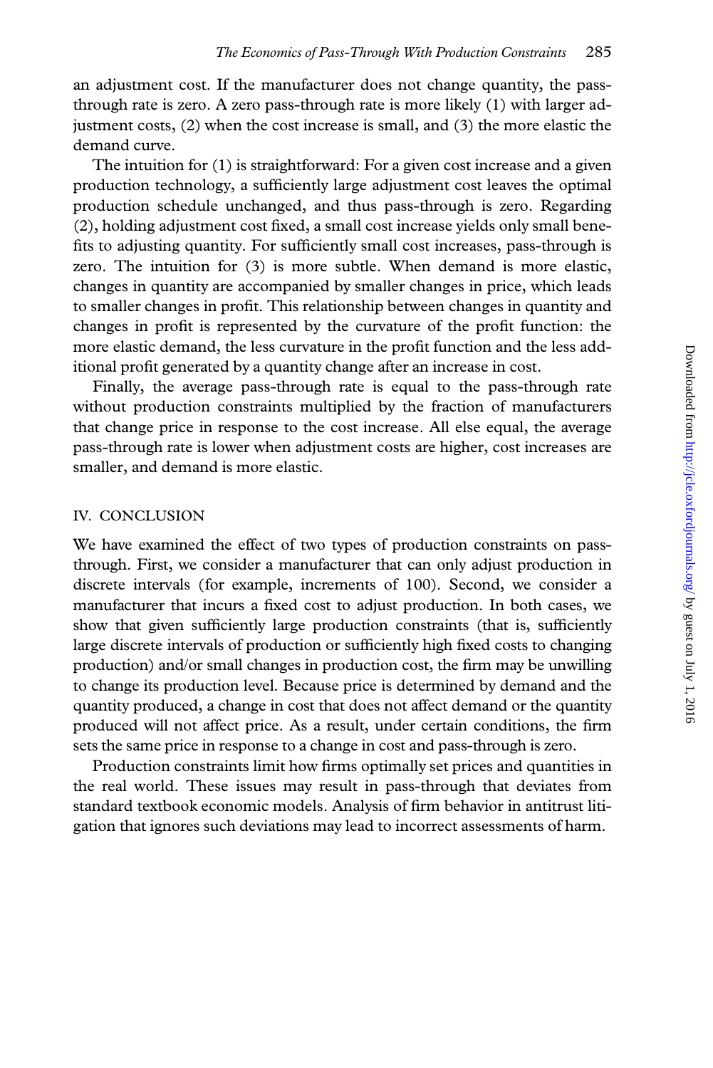an adjustment cost. If the manufacturer does not change quantity, the pass-through rate is zero. A zero pass-through rate is more likely (1) with larger adjustment costs, (2) when the cost increase is small, and (3) the more elastic the demand curve.

The intuition for (1) is straightforward: For a given cost increase and a given production technology, a sufficiently large adjustment cost leaves the optimal production schedule unchanged, and thus pass-through is zero. Regarding (2), holding adjustment cost fixed, a small cost increase yields only small benefits to adjusting quantity. For sufficiently small cost increases, pass-through is zero. The intuition for (3) is more subtle. When demand is more elastic, changes in quantity are accompanied by smaller changes in price, which leads to smaller changes in profit. This relationship between changes in quantity and changes in profit is represented by the curvature of the profit function: the more elastic demand, the less curvature in the profit function and the less additional profit generated by a quantity change after an increase in cost.

Finally, the average pass-through rate is equal to the pass-through rate without production constraints multiplied by the fraction of manufacturers that change price in response to the cost increase. All else equal, the average pass-through rate is lower when adjustment costs are higher, cost increases are smaller, and demand is more elastic.

## IV. CONCLUSION

We have examined the effect of two types of production constraints on pass-through. First, we consider a manufacturer that can only adjust production in discrete intervals (for example, increments of 100). Second, we consider a manufacturer that incurs a fixed cost to adjust production. In both cases, we show that given sufficiently large production constraints (that is, sufficiently large discrete intervals of production or sufficiently high fixed costs to changing production) and/or small changes in production cost, the firm may be unwilling to change its production level. Because price is determined by demand and the quantity produced, a change in cost that does not affect demand or the quantity produced will not affect price. As a result, under certain conditions, the firm sets the same price in response to a change in cost and pass-through is zero.

Production constraints limit how firms optimally set prices and quantities in the real world. These issues may result in pass-through that deviates from standard textbook economic models. Analysis of firm behavior in antitrust litigation that ignores such deviations may lead to incorrect assessments of harm.